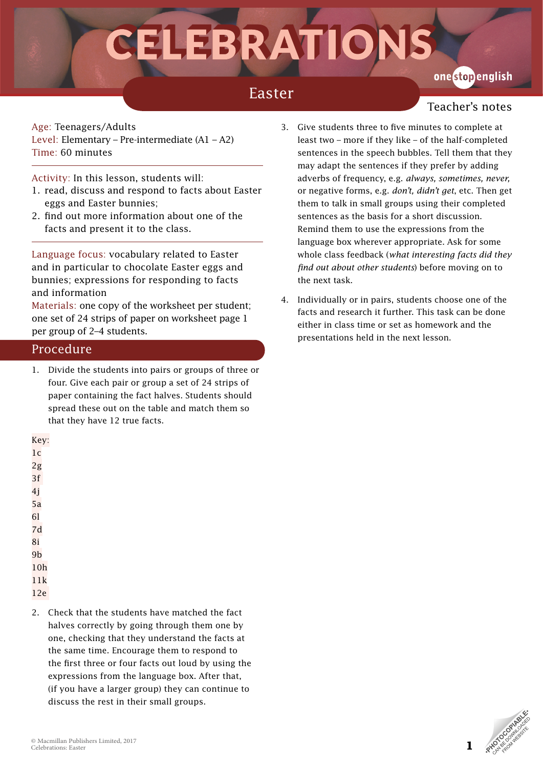# CELEBRATIONS

## Easter

Teacher's notes

Age: Teenagers/Adults
Level: Elementary – Pre-intermediate (A1 – A2)
Time: 60 minutes

Activity: In this lesson, students will:

1. read, discuss and respond to facts about Easter eggs and Easter bunnies;
2. find out more information about one of the facts and present it to the class.

Language focus: vocabulary related to Easter and in particular to chocolate Easter eggs and bunnies; expressions for responding to facts and information
Materials: one copy of the worksheet per student; one set of 24 strips of paper on worksheet page 1 per group of 2–4 students.

## Procedure

1. Divide the students into pairs or groups of three or four. Give each pair or group a set of 24 strips of paper containing the fact halves. Students should spread these out on the table and match them so that they have 12 true facts.

Key:
1c
2g
3f
4j
5a
6l
7d
8i
9b
10h
11k
12e

2. Check that the students have matched the fact halves correctly by going through them one by one, checking that they understand the facts at the same time. Encourage them to respond to the first three or four facts out loud by using the expressions from the language box. After that, (if you have a larger group) they can continue to discuss the rest in their small groups.

3. Give students three to five minutes to complete at least two – more if they like – of the half-completed sentences in the speech bubbles. Tell them that they may adapt the sentences if they prefer by adding adverbs of frequency, e.g. *always, sometimes, never,* or negative forms, e.g. *don't, didn't get*, etc. Then get them to talk in small groups using their completed sentences as the basis for a short discussion. Remind them to use the expressions from the language box wherever appropriate. Ask for some whole class feedback (*what interesting facts did they find out about other students*) before moving on to the next task.

4. Individually or in pairs, students choose one of the facts and research it further. This task can be done either in class time or set as homework and the presentations held in the next lesson.

© Macmillan Publishers Limited, 2017
Celebrations: Easter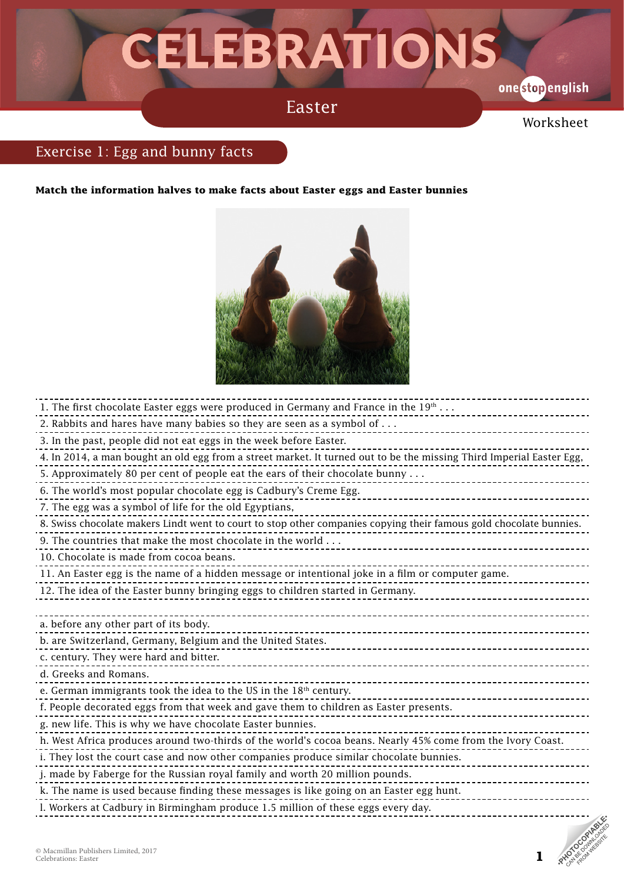# CELEBRATIONS

## Easter

Worksheet

## Exercise 1: Egg and bunny facts

**Match the information halves to make facts about Easter eggs and Easter bunnies**

1. The first chocolate Easter eggs were produced in Germany and France in the 19th . . .
2. Rabbits and hares have many babies so they are seen as a symbol of . . .
3. In the past, people did not eat eggs in the week before Easter.
4. In 2014, a man bought an old egg from a street market. It turned out to be the missing Third Imperial Easter Egg,
5. Approximately 80 per cent of people eat the ears of their chocolate bunny . . .
6. The world's most popular chocolate egg is Cadbury's Creme Egg.
7. The egg was a symbol of life for the old Egyptians,
8. Swiss chocolate makers Lindt went to court to stop other companies copying their famous gold chocolate bunnies.
9. The countries that make the most chocolate in the world . . .
10. Chocolate is made from cocoa beans.
11. An Easter egg is the name of a hidden message or intentional joke in a film or computer game.
12. The idea of the Easter bunny bringing eggs to children started in Germany.

a. before any other part of its body.
b. are Switzerland, Germany, Belgium and the United States.
c. century. They were hard and bitter.
d. Greeks and Romans.
e. German immigrants took the idea to the US in the 18th century.
f. People decorated eggs from that week and gave them to children as Easter presents.
g. new life. This is why we have chocolate Easter bunnies.
h. West Africa produces around two-thirds of the world's cocoa beans. Nearly 45% come from the Ivory Coast.
i. They lost the court case and now other companies produce similar chocolate bunnies.
j. made by Faberge for the Russian royal family and worth 20 million pounds.
k. The name is used because finding these messages is like going on an Easter egg hunt.
l. Workers at Cadbury in Birmingham produce 1.5 million of these eggs every day.

© Macmillan Publishers Limited, 2017
Celebrations: Easter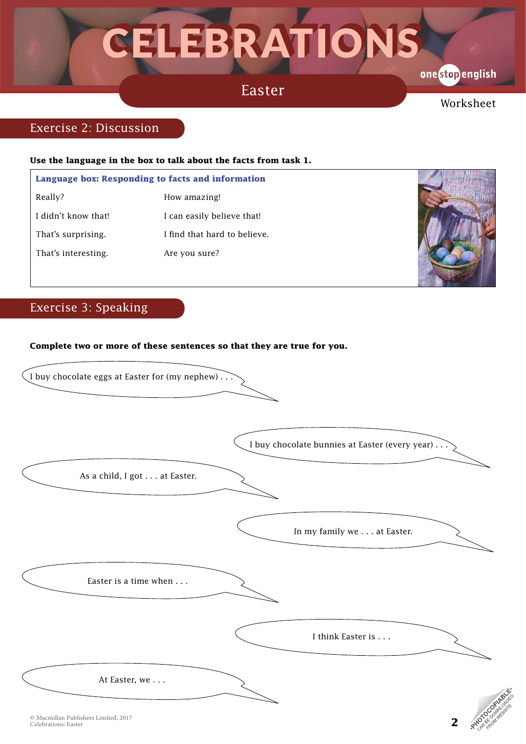# CELEBRATIONS

## Easter

Worksheet

## Exercise 2: Discussion

**Use the language in the box to talk about the facts from task 1.**

**Language box: Responding to facts and information**

| | |
|---|---|
| Really? | How amazing! |
| I didn't know that! | I can easily believe that! |
| That's surprising. | I find that hard to believe. |
| That's interesting. | Are you sure? |

## Exercise 3: Speaking

**Complete two or more of these sentences so that they are true for you.**

I buy chocolate eggs at Easter for (my nephew) . . .

I buy chocolate bunnies at Easter (every year) . . .

As a child, I got . . . at Easter.

In my family we . . . at Easter.

Easter is a time when . . .

I think Easter is . . .

At Easter, we . . .

© Macmillan Publishers Limited, 2017
Celebrations: Easter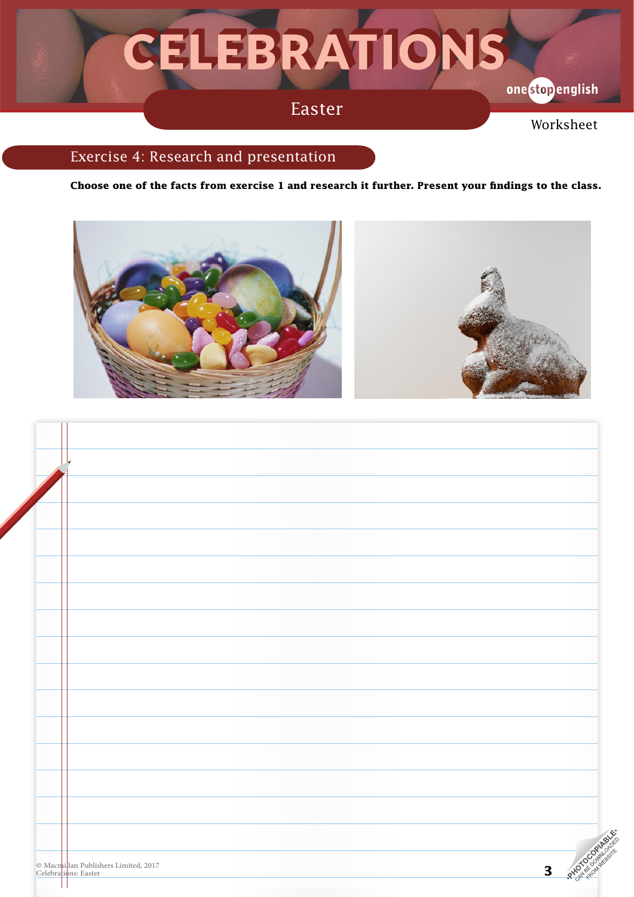# CELEBRATIONS

## Easter

Worksheet

### Exercise 4: Research and presentation

**Choose one of the facts from exercise 1 and research it further. Present your findings to the class.**

© Macmillan Publishers Limited, 2017
Celebrations: Easter